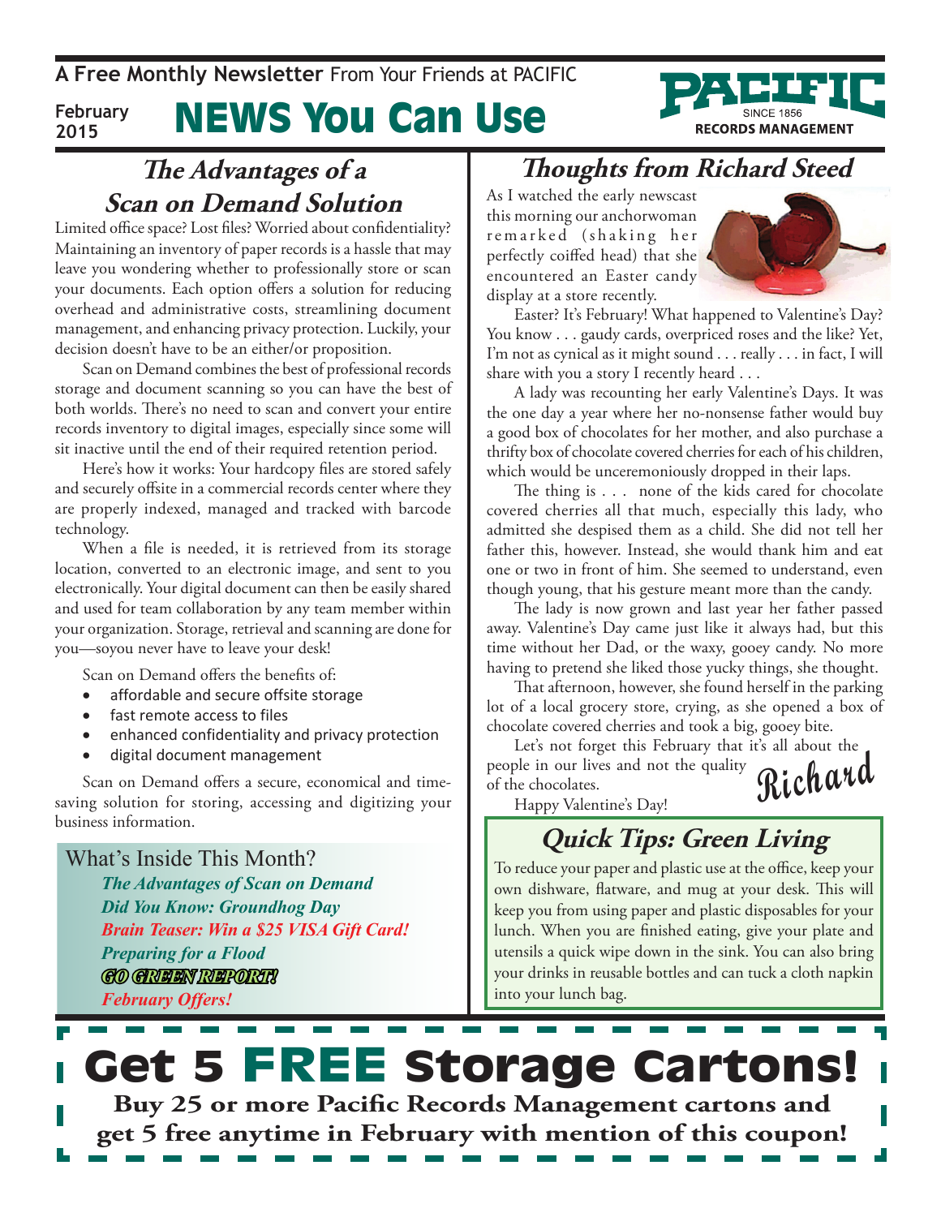**A Free Monthly Newsletter** From Your Friends at PACIFIC

February 2015

# NEWS You Can Use

PACIFIC SINCE 1856 RECORDS MANAGEMENT

## The Advantages of a Scan on Demand Solution

Limited office space? Lost files? Worried about confidentiality? Maintaining an inventory of paper records is a hassle that may leave you wondering whether to professionally store or scan your documents. Each option offers a solution for reducing overhead and administrative costs, streamlining document management, and enhancing privacy protection. Luckily, your decision doesn't have to be an either/or proposition.

Scan on Demand combines the best of professional records storage and document scanning so you can have the best of both worlds. There's no need to scan and convert your entire records inventory to digital images, especially since some will sit inactive until the end of their required retention period.

Here's how it works: Your hardcopy files are stored safely and securely offsite in a commercial records center where they are properly indexed, managed and tracked with barcode technology.

When a file is needed, it is retrieved from its storage location, converted to an electronic image, and sent to you electronically. Your digital document can then be easily shared and used for team collaboration by any team member within your organization. Storage, retrieval and scanning are done for you—soyou never have to leave your desk!

Scan on Demand offers the benefits of:

- affordable and secure offsite storage
- fast remote access to files
- enhanced confidentiality and privacy protection
- digital document management

Scan on Demand offers a secure, economical and time-saving solution for storing, accessing and digitizing your business information.

### What's Inside This Month?

*The Advantages of Scan on Demand*
*Did You Know: Groundhog Day*
*Brain Teaser: Win a $25 VISA Gift Card!*
*Preparing for a Flood*
*GO GREEN REPORT!*
*February Offers!*

## Thoughts from Richard Steed

As I watched the early newscast this morning our anchorwoman remarked (shaking her perfectly coiffed head) that she encountered an Easter candy display at a store recently.

Easter? It's February! What happened to Valentine's Day? You know . . . gaudy cards, overpriced roses and the like? Yet, I'm not as cynical as it might sound . . . really . . . in fact, I will share with you a story I recently heard . . .

A lady was recounting her early Valentine's Days. It was the one day a year where her no-nonsense father would buy a good box of chocolates for her mother, and also purchase a thrifty box of chocolate covered cherries for each of his children, which would be unceremoniously dropped in their laps.

The thing is . . . none of the kids cared for chocolate covered cherries all that much, especially this lady, who admitted she despised them as a child. She did not tell her father this, however. Instead, she would thank him and eat one or two in front of him. She seemed to understand, even though young, that his gesture meant more than the candy.

The lady is now grown and last year her father passed away. Valentine's Day came just like it always had, but this time without her Dad, or the waxy, gooey candy. No more having to pretend she liked those yucky things, she thought.

That afternoon, however, she found herself in the parking lot of a local grocery store, crying, as she opened a box of chocolate covered cherries and took a big, gooey bite.

Let's not forget this February that it's all about the people in our lives and not the quality of the chocolates.

Happy Valentine's Day!

*Richard*

## Quick Tips: Green Living

To reduce your paper and plastic use at the office, keep your own dishware, flatware, and mug at your desk. This will keep you from using paper and plastic disposables for your lunch. When you are finished eating, give your plate and utensils a quick wipe down in the sink. You can also bring your drinks in reusable bottles and can tuck a cloth napkin into your lunch bag.

# Get 5 FREE Storage Cartons!

**Buy 25 or more Pacific Records Management cartons and get 5 free anytime in February with mention of this coupon!**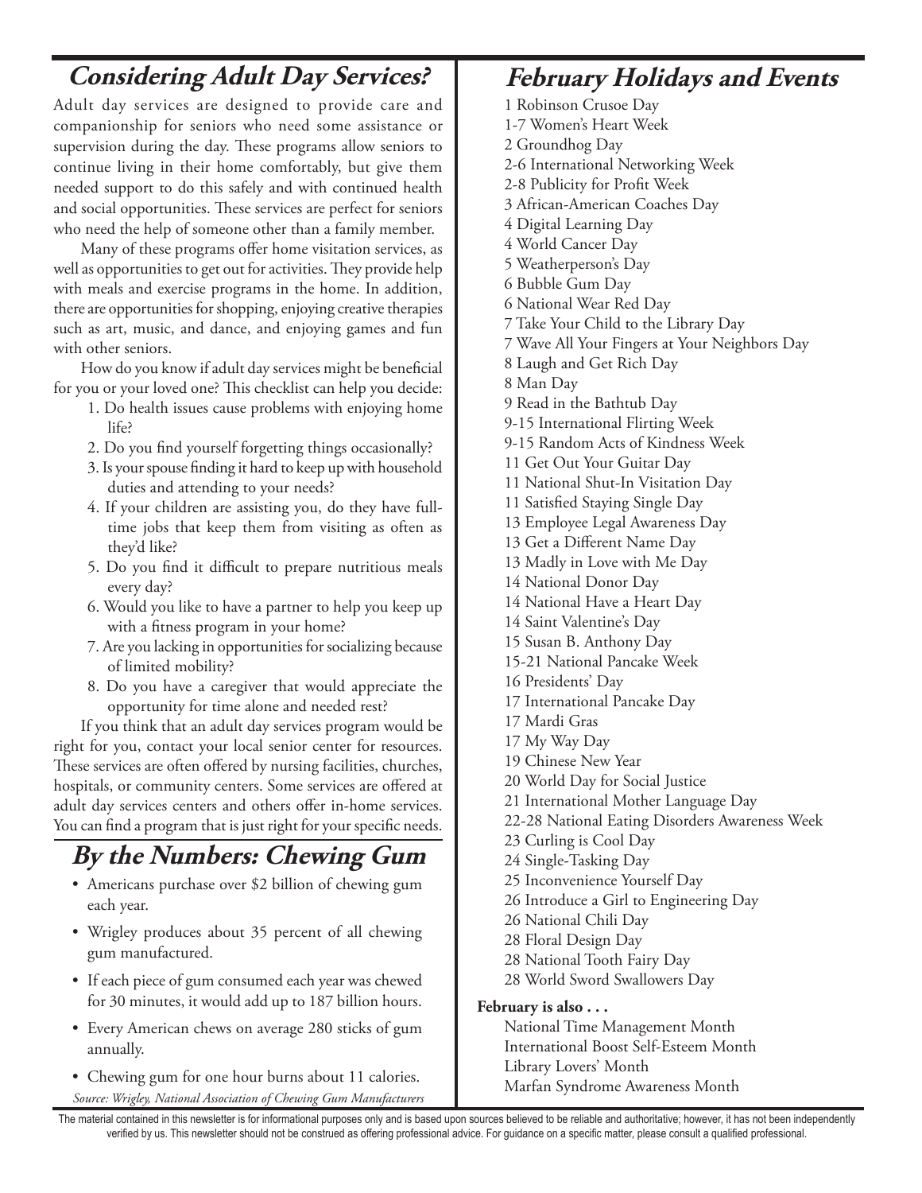## Considering Adult Day Services?

Adult day services are designed to provide care and companionship for seniors who need some assistance or supervision during the day. These programs allow seniors to continue living in their home comfortably, but give them needed support to do this safely and with continued health and social opportunities. These services are perfect for seniors who need the help of someone other than a family member.

Many of these programs offer home visitation services, as well as opportunities to get out for activities. They provide help with meals and exercise programs in the home. In addition, there are opportunities for shopping, enjoying creative therapies such as art, music, and dance, and enjoying games and fun with other seniors.

How do you know if adult day services might be beneficial for you or your loved one? This checklist can help you decide:

1. Do health issues cause problems with enjoying home life?
2. Do you find yourself forgetting things occasionally?
3. Is your spouse finding it hard to keep up with household duties and attending to your needs?
4. If your children are assisting you, do they have full-time jobs that keep them from visiting as often as they'd like?
5. Do you find it difficult to prepare nutritious meals every day?
6. Would you like to have a partner to help you keep up with a fitness program in your home?
7. Are you lacking in opportunities for socializing because of limited mobility?
8. Do you have a caregiver that would appreciate the opportunity for time alone and needed rest?

If you think that an adult day services program would be right for you, contact your local senior center for resources. These services are often offered by nursing facilities, churches, hospitals, or community centers. Some services are offered at adult day services centers and others offer in-home services. You can find a program that is just right for your specific needs.

## By the Numbers: Chewing Gum

- Americans purchase over $2 billion of chewing gum each year.
- Wrigley produces about 35 percent of all chewing gum manufactured.
- If each piece of gum consumed each year was chewed for 30 minutes, it would add up to 187 billion hours.
- Every American chews on average 280 sticks of gum annually.
- Chewing gum for one hour burns about 11 calories.

*Source: Wrigley, National Association of Chewing Gum Manufacturers*

## February Holidays and Events

1 Robinson Crusoe Day
1-7 Women's Heart Week
2 Groundhog Day
2-6 International Networking Week
2-8 Publicity for Profit Week
3 African-American Coaches Day
4 Digital Learning Day
4 World Cancer Day
5 Weatherperson's Day
6 Bubble Gum Day
6 National Wear Red Day
7 Take Your Child to the Library Day
7 Wave All Your Fingers at Your Neighbors Day
8 Laugh and Get Rich Day
8 Man Day
9 Read in the Bathtub Day
9-15 International Flirting Week
9-15 Random Acts of Kindness Week
11 Get Out Your Guitar Day
11 National Shut-In Visitation Day
11 Satisfied Staying Single Day
13 Employee Legal Awareness Day
13 Get a Different Name Day
13 Madly in Love with Me Day
14 National Donor Day
14 National Have a Heart Day
14 Saint Valentine's Day
15 Susan B. Anthony Day
15-21 National Pancake Week
16 Presidents' Day
17 International Pancake Day
17 Mardi Gras
17 My Way Day
19 Chinese New Year
20 World Day for Social Justice
21 International Mother Language Day
22-28 National Eating Disorders Awareness Week
23 Curling is Cool Day
24 Single-Tasking Day
25 Inconvenience Yourself Day
26 Introduce a Girl to Engineering Day
26 National Chili Day
28 Floral Design Day
28 National Tooth Fairy Day
28 World Sword Swallowers Day

**February is also . . .**

National Time Management Month
International Boost Self-Esteem Month
Library Lovers' Month
Marfan Syndrome Awareness Month

The material contained in this newsletter is for informational purposes only and is based upon sources believed to be reliable and authoritative; however, it has not been independently verified by us. This newsletter should not be construed as offering professional advice. For guidance on a specific matter, please consult a qualified professional.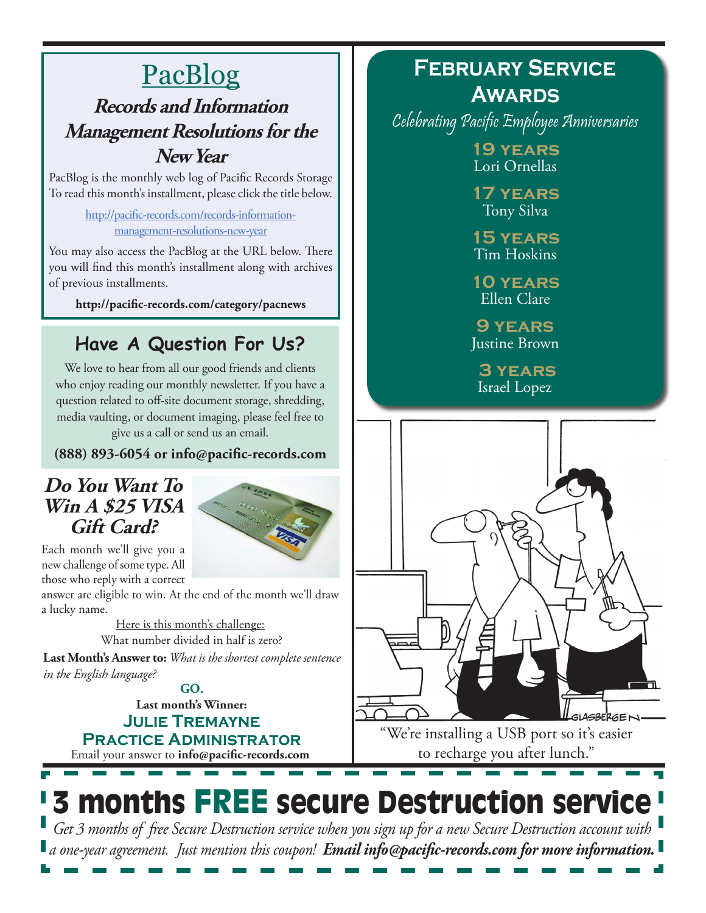## PacBlog

### Records and Information Management Resolutions for the New Year

PacBlog is the monthly web log of Pacific Records Storage To read this month's installment, please click the title below.

http://pacific-records.com/records-information-management-resolutions-new-year

You may also access the PacBlog at the URL below. There you will find this month's installment along with archives of previous installments.

**http://pacific-records.com/category/pacnews**

## Have A Question For Us?

We love to hear from all our good friends and clients who enjoy reading our monthly newsletter. If you have a question related to off-site document storage, shredding, media vaulting, or document imaging, please feel free to give us a call or send us an email.

**(888) 893-6054 or info@pacific-records.com**

## *Do You Want To Win A $25 VISA Gift Card?*

Each month we'll give you a new challenge of some type. All those who reply with a correct answer are eligible to win. At the end of the month we'll draw a lucky name.

Here is this month's challenge:

What number divided in half is zero?

**Last Month's Answer to:** *What is the shortest complete sentence in the English language?*

**GO.**

**Last month's Winner:**

**Julie Tremayne**
**Practice Administrator**

Email your answer to **info@pacific-records.com**

## February Service Awards

*Celebrating Pacific Employee Anniversaries*

**19 years**
Lori Ornellas

**17 years**
Tony Silva

**15 years**
Tim Hoskins

**10 years**
Ellen Clare

**9 years**
Justine Brown

**3 years**
Israel Lopez

"We're installing a USB port so it's easier to recharge you after lunch."

# 3 months FREE secure Destruction service

*Get 3 months of free Secure Destruction service when you sign up for a new Secure Destruction account with a one-year agreement. Just mention this coupon!* ***Email info@pacific-records.com for more information.***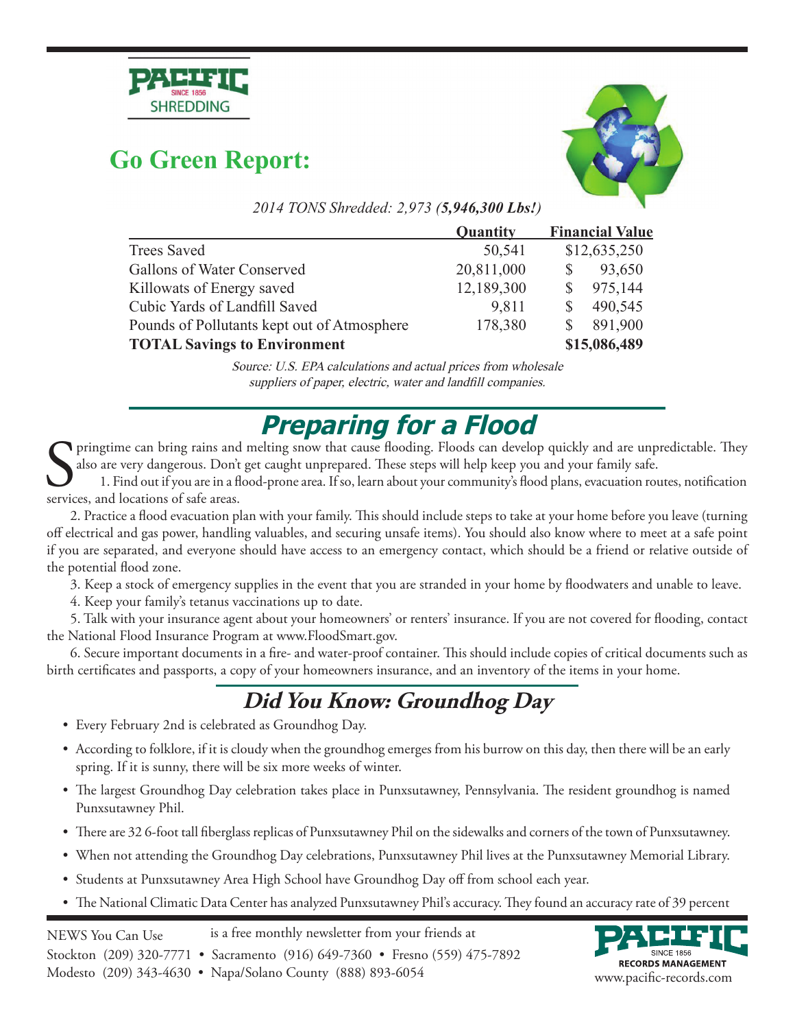PACIFIC SINCE 1856 SHREDDING

## Go Green Report:

*2014 TONS Shredded: 2,973 (**5,946,300 Lbs!**)*

| | Quantity | Financial Value |
|---|---|---|
| Trees Saved | 50,541 | $12,635,250 |
| Gallons of Water Conserved | 20,811,000 | $ 93,650 |
| Killowats of Energy saved | 12,189,300 | $ 975,144 |
| Cubic Yards of Landfill Saved | 9,811 | $ 490,545 |
| Pounds of Pollutants kept out of Atmosphere | 178,380 | $ 891,900 |
| **TOTAL Savings to Environment** | | **$15,086,489** |

*Source: U.S. EPA calculations and actual prices from wholesale suppliers of paper, electric, water and landfill companies.*

## Preparing for a Flood

Springtime can bring rains and melting snow that cause flooding. Floods can develop quickly and are unpredictable. They also are very dangerous. Don't get caught unprepared. These steps will help keep you and your family safe.

1. Find out if you are in a flood-prone area. If so, learn about your community's flood plans, evacuation routes, notification services, and locations of safe areas.

2. Practice a flood evacuation plan with your family. This should include steps to take at your home before you leave (turning off electrical and gas power, handling valuables, and securing unsafe items). You should also know where to meet at a safe point if you are separated, and everyone should have access to an emergency contact, which should be a friend or relative outside of the potential flood zone.

3. Keep a stock of emergency supplies in the event that you are stranded in your home by floodwaters and unable to leave.

4. Keep your family's tetanus vaccinations up to date.

5. Talk with your insurance agent about your homeowners' or renters' insurance. If you are not covered for flooding, contact the National Flood Insurance Program at www.FloodSmart.gov.

6. Secure important documents in a fire- and water-proof container. This should include copies of critical documents such as birth certificates and passports, a copy of your homeowners insurance, and an inventory of the items in your home.

## Did You Know: Groundhog Day

- Every February 2nd is celebrated as Groundhog Day.
- According to folklore, if it is cloudy when the groundhog emerges from his burrow on this day, then there will be an early spring. If it is sunny, there will be six more weeks of winter.
- The largest Groundhog Day celebration takes place in Punxsutawney, Pennsylvania. The resident groundhog is named Punxsutawney Phil.
- There are 32 6-foot tall fiberglass replicas of Punxsutawney Phil on the sidewalks and corners of the town of Punxsutawney.
- When not attending the Groundhog Day celebrations, Punxsutawney Phil lives at the Punxsutawney Memorial Library.
- Students at Punxsutawney Area High School have Groundhog Day off from school each year.
- The National Climatic Data Center has analyzed Punxsutawney Phil's accuracy. They found an accuracy rate of 39 percent

NEWS You Can Use is a free monthly newsletter from your friends at

Stockton (209) 320-7771 • Sacramento (916) 649-7360 • Fresno (559) 475-7892
Modesto (209) 343-4630 • Napa/Solano County (888) 893-6054

PACIFIC SINCE 1856 RECORDS MANAGEMENT
www.pacific-records.com